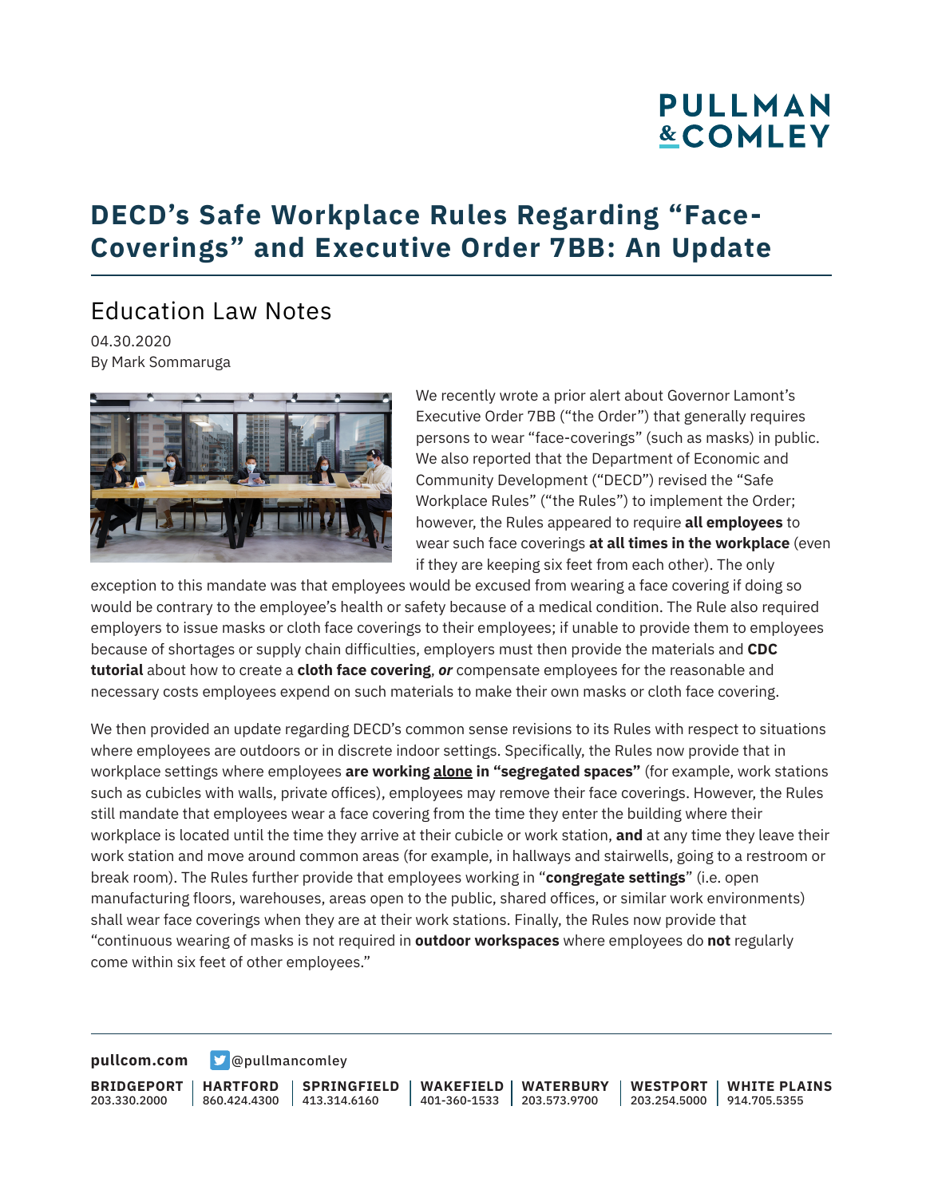# DECD's Safe Workplace Rules Regarding "Face-Coverings" and Executive Order 7BB: An Update

## Education Law Notes

04.30.2020
By Mark Sommaruga

We recently wrote a prior alert about Governor Lamont's Executive Order 7BB ("the Order") that generally requires persons to wear "face-coverings" (such as masks) in public. We also reported that the Department of Economic and Community Development ("DECD") revised the "Safe Workplace Rules" ("the Rules") to implement the Order; however, the Rules appeared to require **all employees** to wear such face coverings **at all times in the workplace** (even if they are keeping six feet from each other). The only exception to this mandate was that employees would be excused from wearing a face covering if doing so would be contrary to the employee's health or safety because of a medical condition. The Rule also required employers to issue masks or cloth face coverings to their employees; if unable to provide them to employees because of shortages or supply chain difficulties, employers must then provide the materials and **CDC tutorial** about how to create a **cloth face covering**, ***or*** compensate employees for the reasonable and necessary costs employees expend on such materials to make their own masks or cloth face covering.

We then provided an update regarding DECD's common sense revisions to its Rules with respect to situations where employees are outdoors or in discrete indoor settings. Specifically, the Rules now provide that in workplace settings where employees **are working <u>alone</u> in "segregated spaces"** (for example, work stations such as cubicles with walls, private offices), employees may remove their face coverings. However, the Rules still mandate that employees wear a face covering from the time they enter the building where their workplace is located until the time they arrive at their cubicle or work station, **and** at any time they leave their work station and move around common areas (for example, in hallways and stairwells, going to a restroom or break room). The Rules further provide that employees working in "**congregate settings**" (i.e. open manufacturing floors, warehouses, areas open to the public, shared offices, or similar work environments) shall wear face coverings when they are at their work stations. Finally, the Rules now provide that "continuous wearing of masks is not required in **outdoor workspaces** where employees do **not** regularly come within six feet of other employees."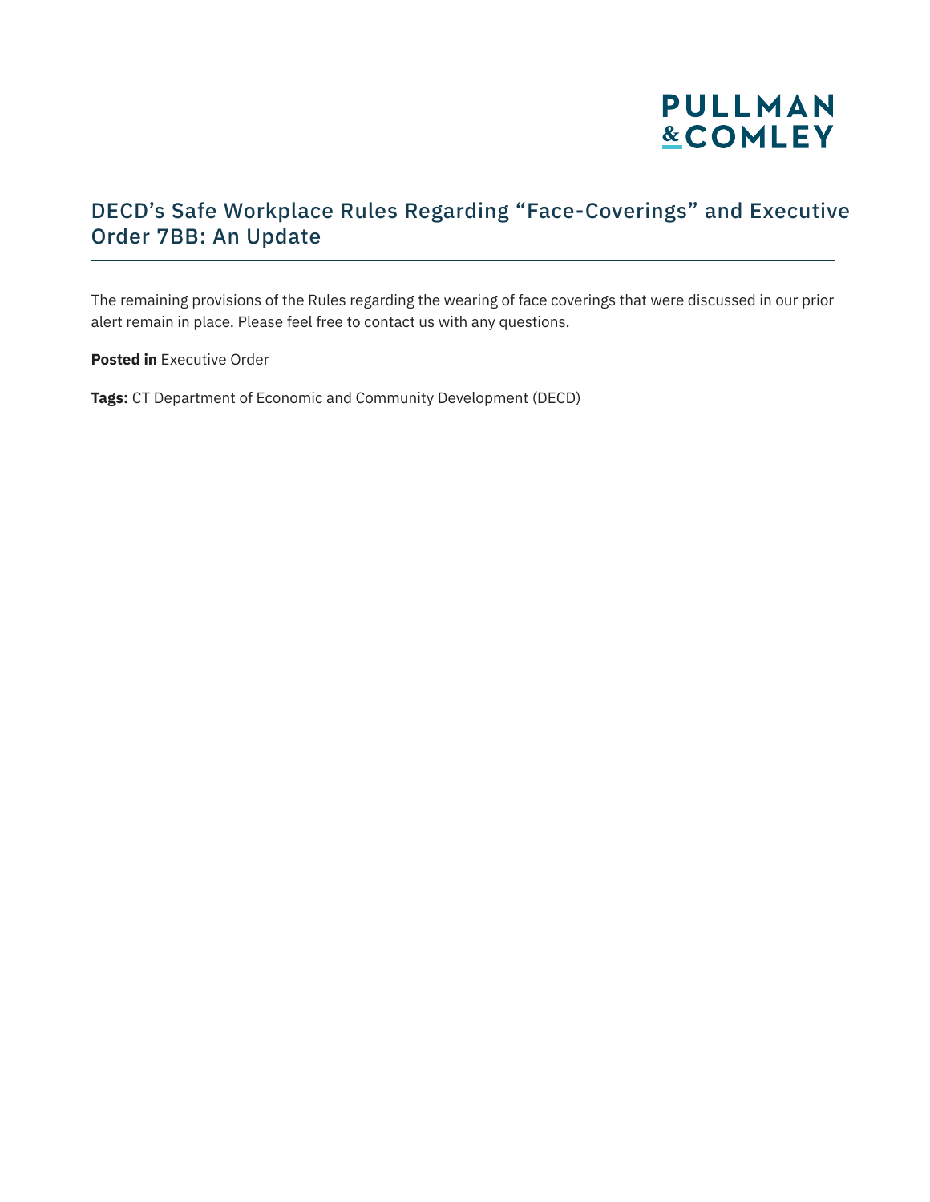# DECD's Safe Workplace Rules Regarding "Face-Coverings" and Executive Order 7BB: An Update

The remaining provisions of the Rules regarding the wearing of face coverings that were discussed in our prior alert remain in place. Please feel free to contact us with any questions.

**Posted in** Executive Order

**Tags:** CT Department of Economic and Community Development (DECD)